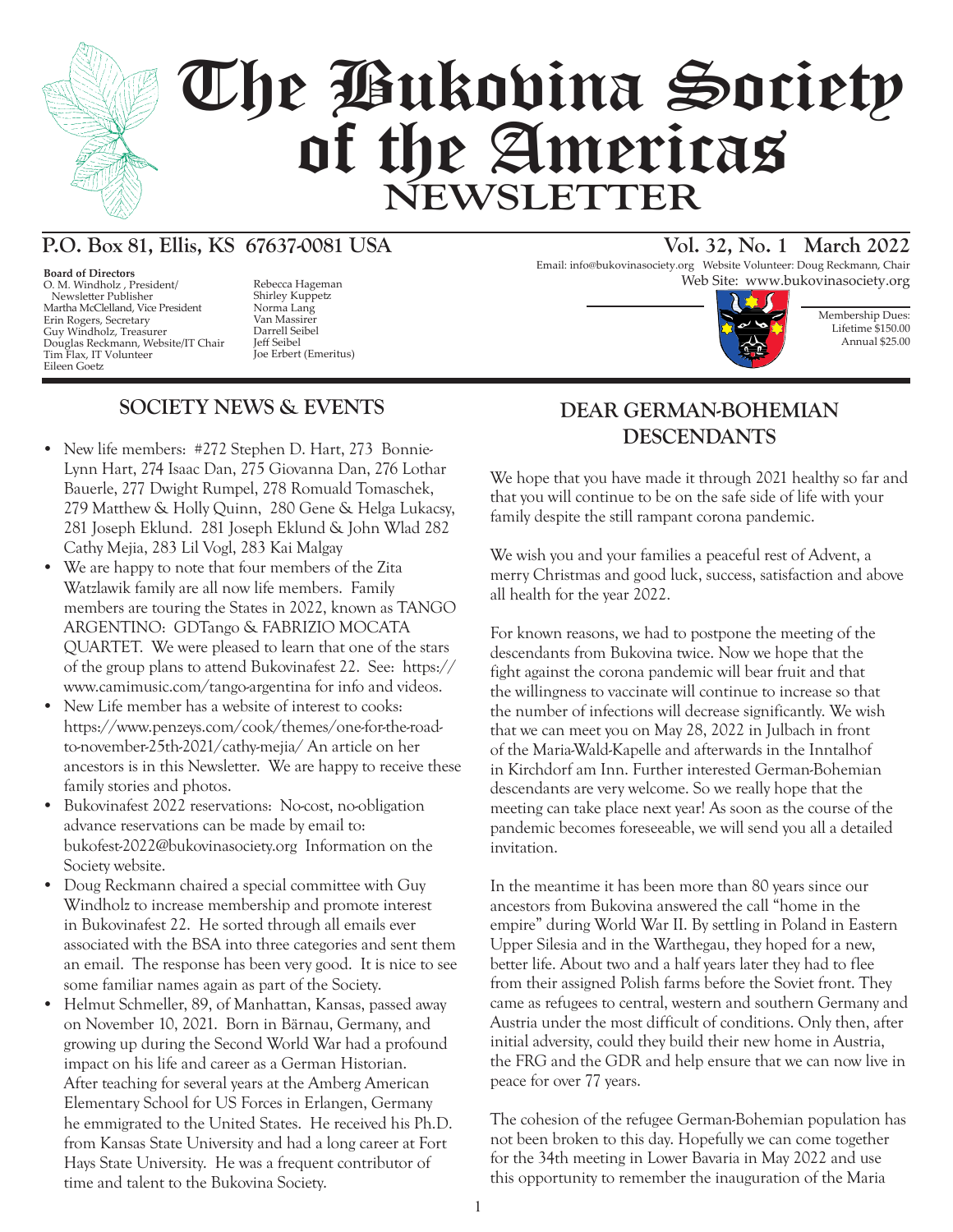# The Bukovina Society of the Americas NEWSLETTER

**P.O. Box 81, Ellis, KS 67637-0081 USA**

**Vol. 32, No. 1 March 2022**

Email: info@bukovinasociety.org Website Volunteer: Doug Reckmann, Chair
Web Site: www.bukovinasociety.org

**Board of Directors**
O. M. Windholz , President/
Newsletter Publisher
Martha McClelland, Vice President
Erin Rogers, Secretary
Guy Windholz, Treasurer
Douglas Reckmann, Website/IT Chair
Tim Flax, IT Volunteer
Eileen Goetz
Rebecca Hageman
Shirley Kuppetz
Norma Lang
Van Massirer
Darrell Seibel
Jeff Seibel
Joe Erbert (Emeritus)

Membership Dues:
Lifetime $150.00
Annual $25.00

## SOCIETY NEWS & EVENTS

- New life members: #272 Stephen D. Hart, 273 Bonnie-Lynn Hart, 274 Isaac Dan, 275 Giovanna Dan, 276 Lothar Bauerle, 277 Dwight Rumpel, 278 Romuald Tomaschek, 279 Matthew & Holly Quinn, 280 Gene & Helga Lukacsy, 281 Joseph Eklund. 281 Joseph Eklund & John Wlad 282 Cathy Mejia, 283 Lil Vogl, 283 Kai Malgay
- We are happy to note that four members of the Zita Watzlawik family are all now life members. Family members are touring the States in 2022, known as TANGO ARGENTINO: GDTango & FABRIZIO MOCATA QUARTET. We were pleased to learn that one of the stars of the group plans to attend Bukovinafest 22. See: https://www.camimusic.com/tango-argentina for info and videos.
- New Life member has a website of interest to cooks: https://www.penzeys.com/cook/themes/one-for-the-road-to-november-25th-2021/cathy-mejia/ An article on her ancestors is in this Newsletter. We are happy to receive these family stories and photos.
- Bukovinafest 2022 reservations: No-cost, no-obligation advance reservations can be made by email to: bukofest-2022@bukovinasociety.org Information on the Society website.
- Doug Reckmann chaired a special committee with Guy Windholz to increase membership and promote interest in Bukovinafest 22. He sorted through all emails ever associated with the BSA into three categories and sent them an email. The response has been very good. It is nice to see some familiar names again as part of the Society.
- Helmut Schmeller, 89, of Manhattan, Kansas, passed away on November 10, 2021. Born in Bärnau, Germany, and growing up during the Second World War had a profound impact on his life and career as a German Historian. After teaching for several years at the Amberg American Elementary School for US Forces in Erlangen, Germany he emmigrated to the United States. He received his Ph.D. from Kansas State University and had a long career at Fort Hays State University. He was a frequent contributor of time and talent to the Bukovina Society.

## DEAR GERMAN-BOHEMIAN DESCENDANTS

We hope that you have made it through 2021 healthy so far and that you will continue to be on the safe side of life with your family despite the still rampant corona pandemic.

We wish you and your families a peaceful rest of Advent, a merry Christmas and good luck, success, satisfaction and above all health for the year 2022.

For known reasons, we had to postpone the meeting of the descendants from Bukovina twice. Now we hope that the fight against the corona pandemic will bear fruit and that the willingness to vaccinate will continue to increase so that the number of infections will decrease significantly. We wish that we can meet you on May 28, 2022 in Julbach in front of the Maria-Wald-Kapelle and afterwards in the Inntalhof in Kirchdorf am Inn. Further interested German-Bohemian descendants are very welcome. So we really hope that the meeting can take place next year! As soon as the course of the pandemic becomes foreseeable, we will send you all a detailed invitation.

In the meantime it has been more than 80 years since our ancestors from Bukovina answered the call "home in the empire" during World War II. By settling in Poland in Eastern Upper Silesia and in the Warthegau, they hoped for a new, better life. About two and a half years later they had to flee from their assigned Polish farms before the Soviet front. They came as refugees to central, western and southern Germany and Austria under the most difficult of conditions. Only then, after initial adversity, could they build their new home in Austria, the FRG and the GDR and help ensure that we can now live in peace for over 77 years.

The cohesion of the refugee German-Bohemian population has not been broken to this day. Hopefully we can come together for the 34th meeting in Lower Bavaria in May 2022 and use this opportunity to remember the inauguration of the Maria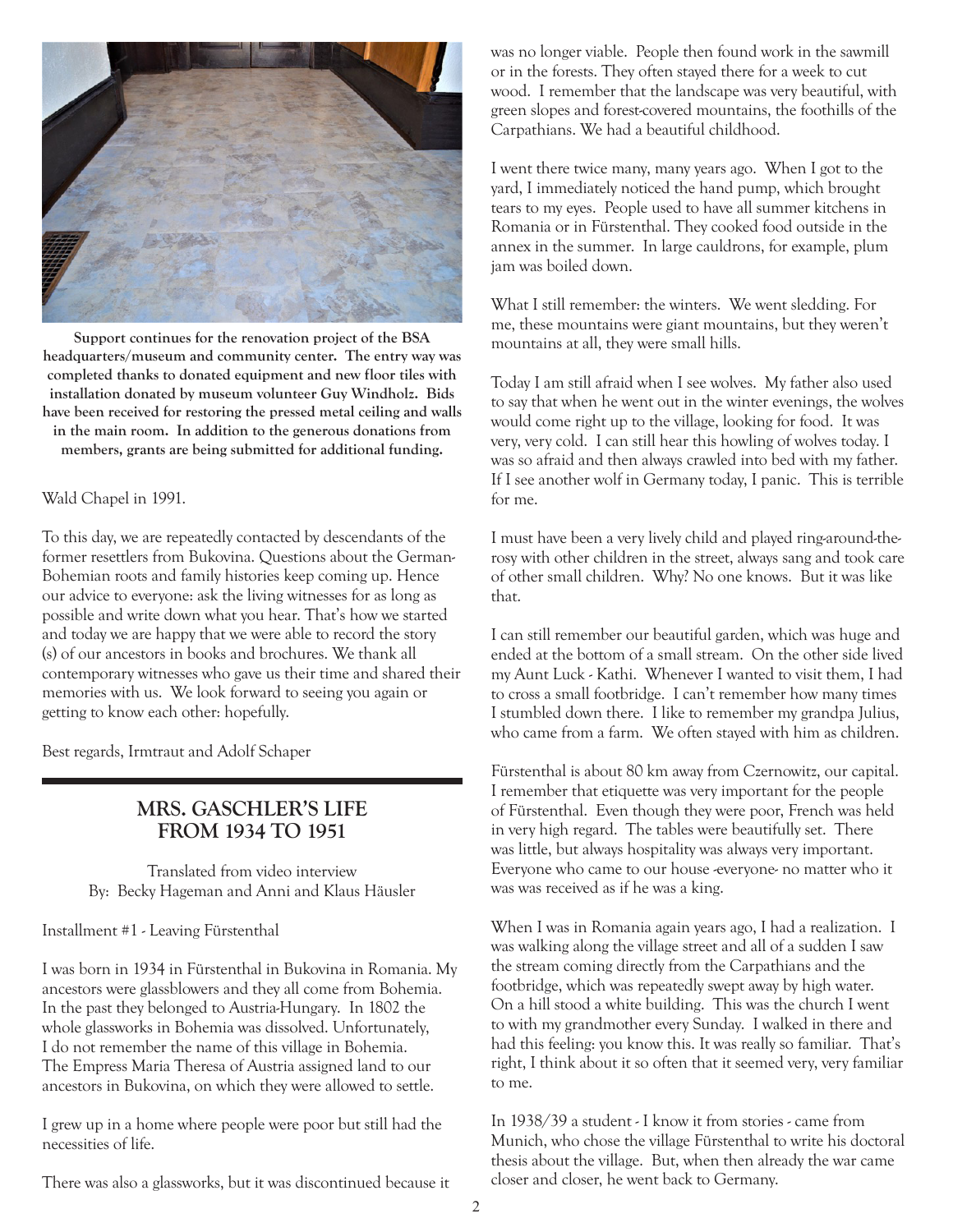**Support continues for the renovation project of the BSA headquarters/museum and community center. The entry way was completed thanks to donated equipment and new floor tiles with installation donated by museum volunteer Guy Windholz. Bids have been received for restoring the pressed metal ceiling and walls in the main room. In addition to the generous donations from members, grants are being submitted for additional funding.**

Wald Chapel in 1991.

To this day, we are repeatedly contacted by descendants of the former resettlers from Bukovina. Questions about the German-Bohemian roots and family histories keep coming up. Hence our advice to everyone: ask the living witnesses for as long as possible and write down what you hear. That's how we started and today we are happy that we were able to record the story (s) of our ancestors in books and brochures. We thank all contemporary witnesses who gave us their time and shared their memories with us. We look forward to seeing you again or getting to know each other: hopefully.

Best regards, Irmtraut and Adolf Schaper

## MRS. GASCHLER'S LIFE FROM 1934 TO 1951

Translated from video interview
By: Becky Hageman and Anni and Klaus Häusler

Installment #1 - Leaving Fürstenthal

I was born in 1934 in Fürstenthal in Bukovina in Romania. My ancestors were glassblowers and they all come from Bohemia. In the past they belonged to Austria-Hungary. In 1802 the whole glassworks in Bohemia was dissolved. Unfortunately, I do not remember the name of this village in Bohemia. The Empress Maria Theresa of Austria assigned land to our ancestors in Bukovina, on which they were allowed to settle.

I grew up in a home where people were poor but still had the necessities of life.

There was also a glassworks, but it was discontinued because it was no longer viable. People then found work in the sawmill or in the forests. They often stayed there for a week to cut wood. I remember that the landscape was very beautiful, with green slopes and forest-covered mountains, the foothills of the Carpathians. We had a beautiful childhood.

I went there twice many, many years ago. When I got to the yard, I immediately noticed the hand pump, which brought tears to my eyes. People used to have all summer kitchens in Romania or in Fürstenthal. They cooked food outside in the annex in the summer. In large cauldrons, for example, plum jam was boiled down.

What I still remember: the winters. We went sledding. For me, these mountains were giant mountains, but they weren't mountains at all, they were small hills.

Today I am still afraid when I see wolves. My father also used to say that when he went out in the winter evenings, the wolves would come right up to the village, looking for food. It was very, very cold. I can still hear this howling of wolves today. I was so afraid and then always crawled into bed with my father. If I see another wolf in Germany today, I panic. This is terrible for me.

I must have been a very lively child and played ring-around-the-rosy with other children in the street, always sang and took care of other small children. Why? No one knows. But it was like that.

I can still remember our beautiful garden, which was huge and ended at the bottom of a small stream. On the other side lived my Aunt Luck - Kathi. Whenever I wanted to visit them, I had to cross a small footbridge. I can't remember how many times I stumbled down there. I like to remember my grandpa Julius, who came from a farm. We often stayed with him as children.

Fürstenthal is about 80 km away from Czernowitz, our capital. I remember that etiquette was very important for the people of Fürstenthal. Even though they were poor, French was held in very high regard. The tables were beautifully set. There was little, but always hospitality was always very important. Everyone who came to our house -everyone- no matter who it was was received as if he was a king.

When I was in Romania again years ago, I had a realization. I was walking along the village street and all of a sudden I saw the stream coming directly from the Carpathians and the footbridge, which was repeatedly swept away by high water. On a hill stood a white building. This was the church I went to with my grandmother every Sunday. I walked in there and had this feeling: you know this. It was really so familiar. That's right, I think about it so often that it seemed very, very familiar to me.

In 1938/39 a student - I know it from stories - came from Munich, who chose the village Fürstenthal to write his doctoral thesis about the village. But, when then already the war came closer and closer, he went back to Germany.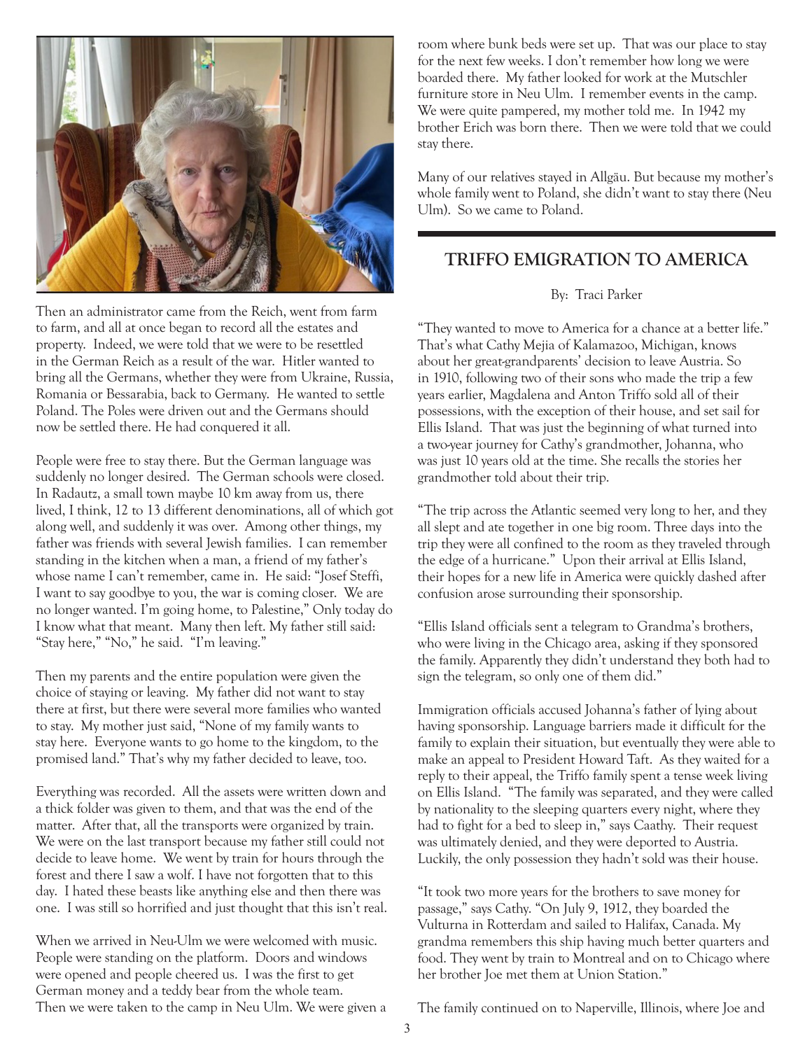Then an administrator came from the Reich, went from farm to farm, and all at once began to record all the estates and property. Indeed, we were told that we were to be resettled in the German Reich as a result of the war. Hitler wanted to bring all the Germans, whether they were from Ukraine, Russia, Romania or Bessarabia, back to Germany. He wanted to settle Poland. The Poles were driven out and the Germans should now be settled there. He had conquered it all.

People were free to stay there. But the German language was suddenly no longer desired. The German schools were closed. In Radautz, a small town maybe 10 km away from us, there lived, I think, 12 to 13 different denominations, all of which got along well, and suddenly it was over. Among other things, my father was friends with several Jewish families. I can remember standing in the kitchen when a man, a friend of my father's whose name I can't remember, came in. He said: "Josef Steffi, I want to say goodbye to you, the war is coming closer. We are no longer wanted. I'm going home, to Palestine," Only today do I know what that meant. Many then left. My father still said: "Stay here," "No," he said. "I'm leaving."

Then my parents and the entire population were given the choice of staying or leaving. My father did not want to stay there at first, but there were several more families who wanted to stay. My mother just said, "None of my family wants to stay here. Everyone wants to go home to the kingdom, to the promised land." That's why my father decided to leave, too.

Everything was recorded. All the assets were written down and a thick folder was given to them, and that was the end of the matter. After that, all the transports were organized by train. We were on the last transport because my father still could not decide to leave home. We went by train for hours through the forest and there I saw a wolf. I have not forgotten that to this day. I hated these beasts like anything else and then there was one. I was still so horrified and just thought that this isn't real.

When we arrived in Neu-Ulm we were welcomed with music. People were standing on the platform. Doors and windows were opened and people cheered us. I was the first to get German money and a teddy bear from the whole team. Then we were taken to the camp in Neu Ulm. We were given a room where bunk beds were set up. That was our place to stay for the next few weeks. I don't remember how long we were boarded there. My father looked for work at the Mutschler furniture store in Neu Ulm. I remember events in the camp. We were quite pampered, my mother told me. In 1942 my brother Erich was born there. Then we were told that we could stay there.

Many of our relatives stayed in Allgäu. But because my mother's whole family went to Poland, she didn't want to stay there (Neu Ulm). So we came to Poland.

---

## TRIFFO EMIGRATION TO AMERICA

By: Traci Parker

"They wanted to move to America for a chance at a better life." That's what Cathy Mejia of Kalamazoo, Michigan, knows about her great-grandparents' decision to leave Austria. So in 1910, following two of their sons who made the trip a few years earlier, Magdalena and Anton Triffo sold all of their possessions, with the exception of their house, and set sail for Ellis Island. That was just the beginning of what turned into a two-year journey for Cathy's grandmother, Johanna, who was just 10 years old at the time. She recalls the stories her grandmother told about their trip.

"The trip across the Atlantic seemed very long to her, and they all slept and ate together in one big room. Three days into the trip they were all confined to the room as they traveled through the edge of a hurricane." Upon their arrival at Ellis Island, their hopes for a new life in America were quickly dashed after confusion arose surrounding their sponsorship.

"Ellis Island officials sent a telegram to Grandma's brothers, who were living in the Chicago area, asking if they sponsored the family. Apparently they didn't understand they both had to sign the telegram, so only one of them did."

Immigration officials accused Johanna's father of lying about having sponsorship. Language barriers made it difficult for the family to explain their situation, but eventually they were able to make an appeal to President Howard Taft. As they waited for a reply to their appeal, the Triffo family spent a tense week living on Ellis Island. "The family was separated, and they were called by nationality to the sleeping quarters every night, where they had to fight for a bed to sleep in," says Caathy. Their request was ultimately denied, and they were deported to Austria. Luckily, the only possession they hadn't sold was their house.

"It took two more years for the brothers to save money for passage," says Cathy. "On July 9, 1912, they boarded the Vulturna in Rotterdam and sailed to Halifax, Canada. My grandma remembers this ship having much better quarters and food. They went by train to Montreal and on to Chicago where her brother Joe met them at Union Station."

The family continued on to Naperville, Illinois, where Joe and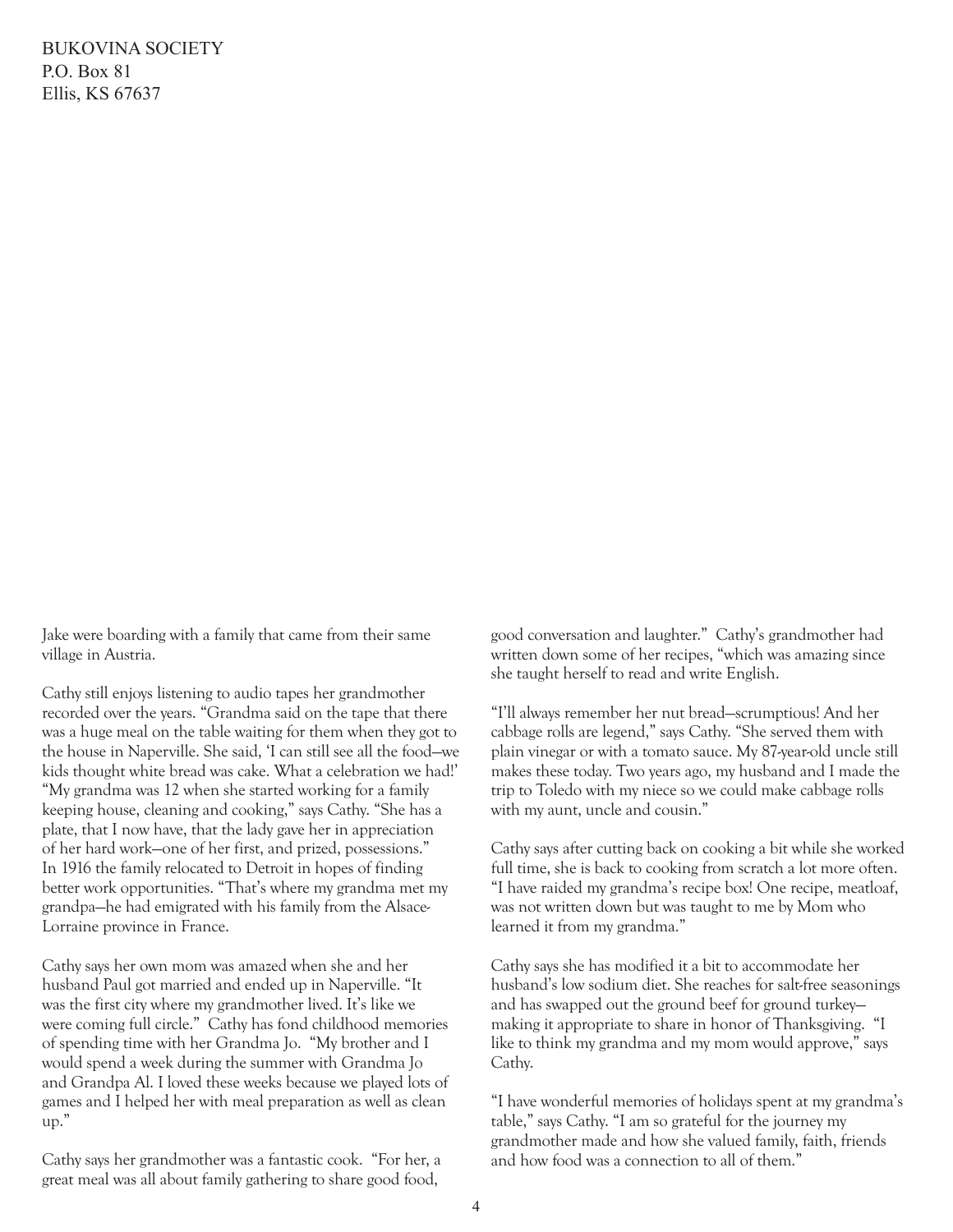BUKOVINA SOCIETY
P.O. Box 81
Ellis, KS 67637

Jake were boarding with a family that came from their same village in Austria.

Cathy still enjoys listening to audio tapes her grandmother recorded over the years. "Grandma said on the tape that there was a huge meal on the table waiting for them when they got to the house in Naperville. She said, 'I can still see all the food—we kids thought white bread was cake. What a celebration we had!' "My grandma was 12 when she started working for a family keeping house, cleaning and cooking," says Cathy. "She has a plate, that I now have, that the lady gave her in appreciation of her hard work—one of her first, and prized, possessions." In 1916 the family relocated to Detroit in hopes of finding better work opportunities. "That's where my grandma met my grandpa—he had emigrated with his family from the Alsace-Lorraine province in France.

Cathy says her own mom was amazed when she and her husband Paul got married and ended up in Naperville. "It was the first city where my grandmother lived. It's like we were coming full circle." Cathy has fond childhood memories of spending time with her Grandma Jo. "My brother and I would spend a week during the summer with Grandma Jo and Grandpa Al. I loved these weeks because we played lots of games and I helped her with meal preparation as well as clean up."

Cathy says her grandmother was a fantastic cook. "For her, a great meal was all about family gathering to share good food, good conversation and laughter." Cathy's grandmother had written down some of her recipes, "which was amazing since she taught herself to read and write English.

"I'll always remember her nut bread—scrumptious! And her cabbage rolls are legend," says Cathy. "She served them with plain vinegar or with a tomato sauce. My 87-year-old uncle still makes these today. Two years ago, my husband and I made the trip to Toledo with my niece so we could make cabbage rolls with my aunt, uncle and cousin."

Cathy says after cutting back on cooking a bit while she worked full time, she is back to cooking from scratch a lot more often. "I have raided my grandma's recipe box! One recipe, meatloaf, was not written down but was taught to me by Mom who learned it from my grandma."

Cathy says she has modified it a bit to accommodate her husband's low sodium diet. She reaches for salt-free seasonings and has swapped out the ground beef for ground turkey—making it appropriate to share in honor of Thanksgiving. "I like to think my grandma and my mom would approve," says Cathy.

"I have wonderful memories of holidays spent at my grandma's table," says Cathy. "I am so grateful for the journey my grandmother made and how she valued family, faith, friends and how food was a connection to all of them."